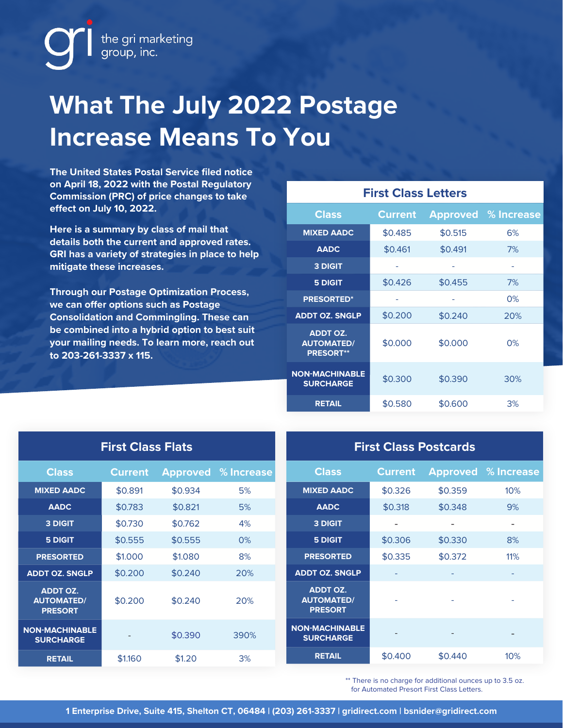the gri marketing group, inc.

# What The July 2022 Postage Increase Means To You

**The United States Postal Service filed notice on April 18, 2022 with the Postal Regulatory Commission (PRC) of price changes to take effect on July 10, 2022.**

**Here is a summary by class of mail that details both the current and approved rates. GRI has a variety of strategies in place to help mitigate these increases.**

**Through our Postage Optimization Process, we can offer options such as Postage Consolidation and Commingling. These can be combined into a hybrid option to best suit your mailing needs. To learn more, reach out to 203-261-3337 x 115.**

## First Class Letters

| Class | Current | Approved | % Increase |
|---|---|---|---|
| MIXED AADC | $0.485 | $0.515 | 6% |
| AADC | $0.461 | $0.491 | 7% |
| 3 DIGIT | - | - | - |
| 5 DIGIT | $0.426 | $0.455 | 7% |
| PRESORTED* | - | - | 0% |
| ADDT OZ. SNGLP | $0.200 | $0.240 | 20% |
| ADDT OZ. AUTOMATED/ PRESORT** | $0.000 | $0.000 | 0% |
| NON-MACHINABLE SURCHARGE | $0.300 | $0.390 | 30% |
| RETAIL | $0.580 | $0.600 | 3% |

## First Class Flats

| Class | Current | Approved | % Increase |
|---|---|---|---|
| MIXED AADC | $0.891 | $0.934 | 5% |
| AADC | $0.783 | $0.821 | 5% |
| 3 DIGIT | $0.730 | $0.762 | 4% |
| 5 DIGIT | $0.555 | $0.555 | 0% |
| PRESORTED | $1.000 | $1.080 | 8% |
| ADDT OZ. SNGLP | $0.200 | $0.240 | 20% |
| ADDT OZ. AUTOMATED/ PRESORT | $0.200 | $0.240 | 20% |
| NON-MACHINABLE SURCHARGE | - | $0.390 | 390% |
| RETAIL | $1.160 | $1.20 | 3% |

## First Class Postcards

| Class | Current | Approved | % Increase |
|---|---|---|---|
| MIXED AADC | $0.326 | $0.359 | 10% |
| AADC | $0.318 | $0.348 | 9% |
| 3 DIGIT | - | - | - |
| 5 DIGIT | $0.306 | $0.330 | 8% |
| PRESORTED | $0.335 | $0.372 | 11% |
| ADDT OZ. SNGLP | - | - | - |
| ADDT OZ. AUTOMATED/ PRESORT | - | - | - |
| NON-MACHINABLE SURCHARGE | - | - | - |
| RETAIL | $0.400 | $0.440 | 10% |

** There is no charge for additional ounces up to 3.5 oz. for Automated Presort First Class Letters.

1 Enterprise Drive, Suite 415, Shelton CT, 06484 | (203) 261-3337 | gridirect.com | bsnider@gridirect.com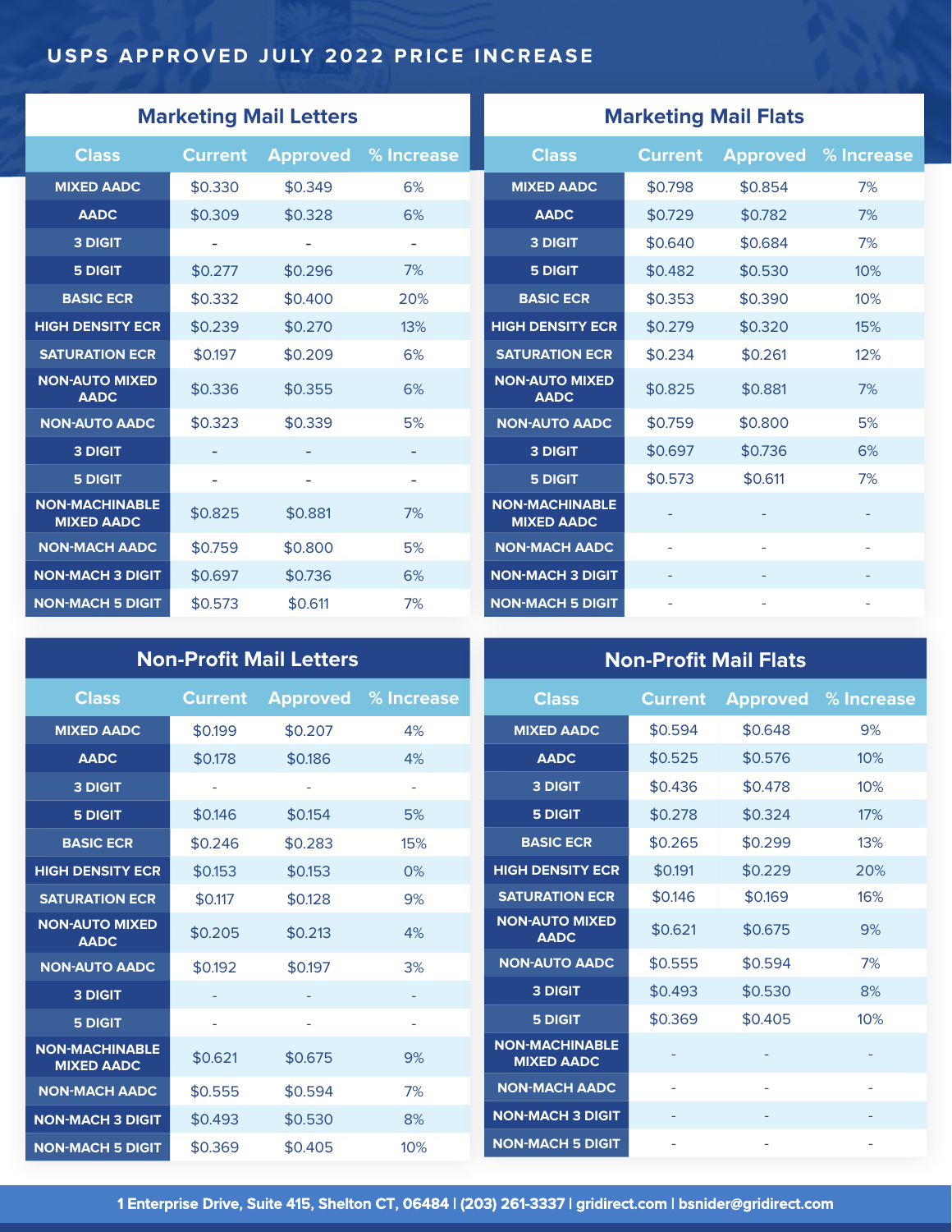# USPS APPROVED JULY 2022 PRICE INCREASE

## Marketing Mail Letters

| Class | Current | Approved | % Increase |
|---|---|---|---|
| MIXED AADC | $0.330 | $0.349 | 6% |
| AADC | $0.309 | $0.328 | 6% |
| 3 DIGIT | - | - | - |
| 5 DIGIT | $0.277 | $0.296 | 7% |
| BASIC ECR | $0.332 | $0.400 | 20% |
| HIGH DENSITY ECR | $0.239 | $0.270 | 13% |
| SATURATION ECR | $0.197 | $0.209 | 6% |
| NON-AUTO MIXED AADC | $0.336 | $0.355 | 6% |
| NON-AUTO AADC | $0.323 | $0.339 | 5% |
| 3 DIGIT | - | - | - |
| 5 DIGIT | - | - | - |
| NON-MACHINABLE MIXED AADC | $0.825 | $0.881 | 7% |
| NON-MACH AADC | $0.759 | $0.800 | 5% |
| NON-MACH 3 DIGIT | $0.697 | $0.736 | 6% |
| NON-MACH 5 DIGIT | $0.573 | $0.611 | 7% |

## Marketing Mail Flats

| Class | Current | Approved | % Increase |
|---|---|---|---|
| MIXED AADC | $0.798 | $0.854 | 7% |
| AADC | $0.729 | $0.782 | 7% |
| 3 DIGIT | $0.640 | $0.684 | 7% |
| 5 DIGIT | $0.482 | $0.530 | 10% |
| BASIC ECR | $0.353 | $0.390 | 10% |
| HIGH DENSITY ECR | $0.279 | $0.320 | 15% |
| SATURATION ECR | $0.234 | $0.261 | 12% |
| NON-AUTO MIXED AADC | $0.825 | $0.881 | 7% |
| NON-AUTO AADC | $0.759 | $0.800 | 5% |
| 3 DIGIT | $0.697 | $0.736 | 6% |
| 5 DIGIT | $0.573 | $0.611 | 7% |
| NON-MACHINABLE MIXED AADC | - | - | - |
| NON-MACH AADC | - | - | - |
| NON-MACH 3 DIGIT | - | - | - |
| NON-MACH 5 DIGIT | - | - | - |

## Non-Profit Mail Letters

| Class | Current | Approved | % Increase |
|---|---|---|---|
| MIXED AADC | $0.199 | $0.207 | 4% |
| AADC | $0.178 | $0.186 | 4% |
| 3 DIGIT | - | - | - |
| 5 DIGIT | $0.146 | $0.154 | 5% |
| BASIC ECR | $0.246 | $0.283 | 15% |
| HIGH DENSITY ECR | $0.153 | $0.153 | 0% |
| SATURATION ECR | $0.117 | $0.128 | 9% |
| NON-AUTO MIXED AADC | $0.205 | $0.213 | 4% |
| NON-AUTO AADC | $0.192 | $0.197 | 3% |
| 3 DIGIT | - | - | - |
| 5 DIGIT | - | - | - |
| NON-MACHINABLE MIXED AADC | $0.621 | $0.675 | 9% |
| NON-MACH AADC | $0.555 | $0.594 | 7% |
| NON-MACH 3 DIGIT | $0.493 | $0.530 | 8% |
| NON-MACH 5 DIGIT | $0.369 | $0.405 | 10% |

## Non-Profit Mail Flats

| Class | Current | Approved | % Increase |
|---|---|---|---|
| MIXED AADC | $0.594 | $0.648 | 9% |
| AADC | $0.525 | $0.576 | 10% |
| 3 DIGIT | $0.436 | $0.478 | 10% |
| 5 DIGIT | $0.278 | $0.324 | 17% |
| BASIC ECR | $0.265 | $0.299 | 13% |
| HIGH DENSITY ECR | $0.191 | $0.229 | 20% |
| SATURATION ECR | $0.146 | $0.169 | 16% |
| NON-AUTO MIXED AADC | $0.621 | $0.675 | 9% |
| NON-AUTO AADC | $0.555 | $0.594 | 7% |
| 3 DIGIT | $0.493 | $0.530 | 8% |
| 5 DIGIT | $0.369 | $0.405 | 10% |
| NON-MACHINABLE MIXED AADC | - | - | - |
| NON-MACH AADC | - | - | - |
| NON-MACH 3 DIGIT | - | - | - |
| NON-MACH 5 DIGIT | - | - | - |

1 Enterprise Drive, Suite 415, Shelton CT, 06484 | (203) 261-3337 | gridirect.com | bsnider@gridirect.com